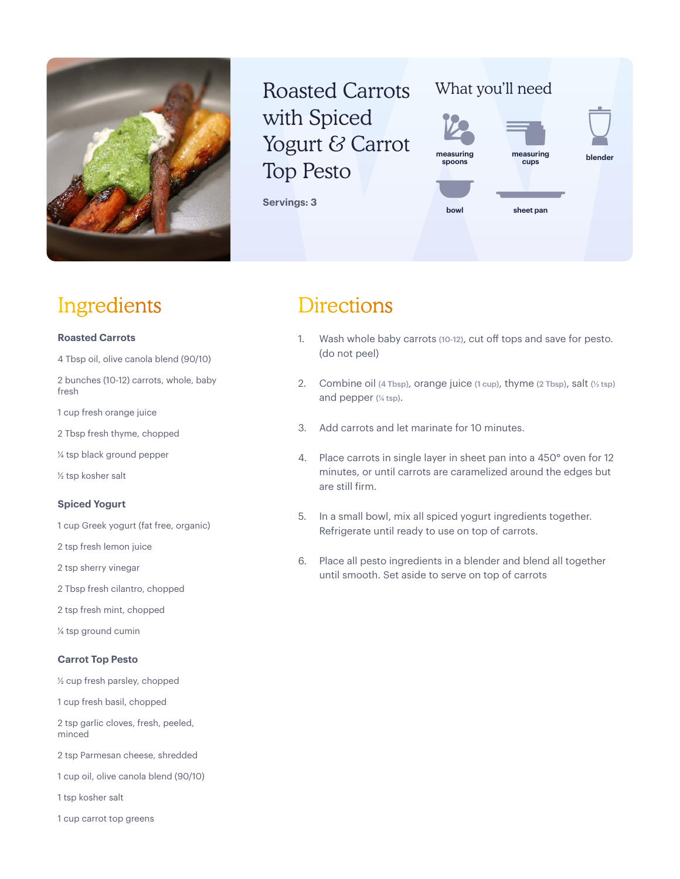# Roasted Carrots with Spiced Yogurt & Carrot Top Pesto

**Servings: 3**

## What you'll need

- measuring spoons
- measuring cups
- blender
- bowl
- sheet pan

## Ingredients

### Roasted Carrots

4 Tbsp oil, olive canola blend (90/10)

2 bunches (10-12) carrots, whole, baby fresh

1 cup fresh orange juice

2 Tbsp fresh thyme, chopped

¼ tsp black ground pepper

½ tsp kosher salt

### Spiced Yogurt

1 cup Greek yogurt (fat free, organic)

2 tsp fresh lemon juice

2 tsp sherry vinegar

2 Tbsp fresh cilantro, chopped

2 tsp fresh mint, chopped

¼ tsp ground cumin

### Carrot Top Pesto

½ cup fresh parsley, chopped

1 cup fresh basil, chopped

2 tsp garlic cloves, fresh, peeled, minced

2 tsp Parmesan cheese, shredded

1 cup oil, olive canola blend (90/10)

1 tsp kosher salt

1 cup carrot top greens

## Directions

1. Wash whole baby carrots (10-12), cut off tops and save for pesto. (do not peel)
2. Combine oil (4 Tbsp), orange juice (1 cup), thyme (2 Tbsp), salt (½ tsp) and pepper (¼ tsp).
3. Add carrots and let marinate for 10 minutes.
4. Place carrots in single layer in sheet pan into a 450° oven for 12 minutes, or until carrots are caramelized around the edges but are still firm.
5. In a small bowl, mix all spiced yogurt ingredients together. Refrigerate until ready to use on top of carrots.
6. Place all pesto ingredients in a blender and blend all together until smooth. Set aside to serve on top of carrots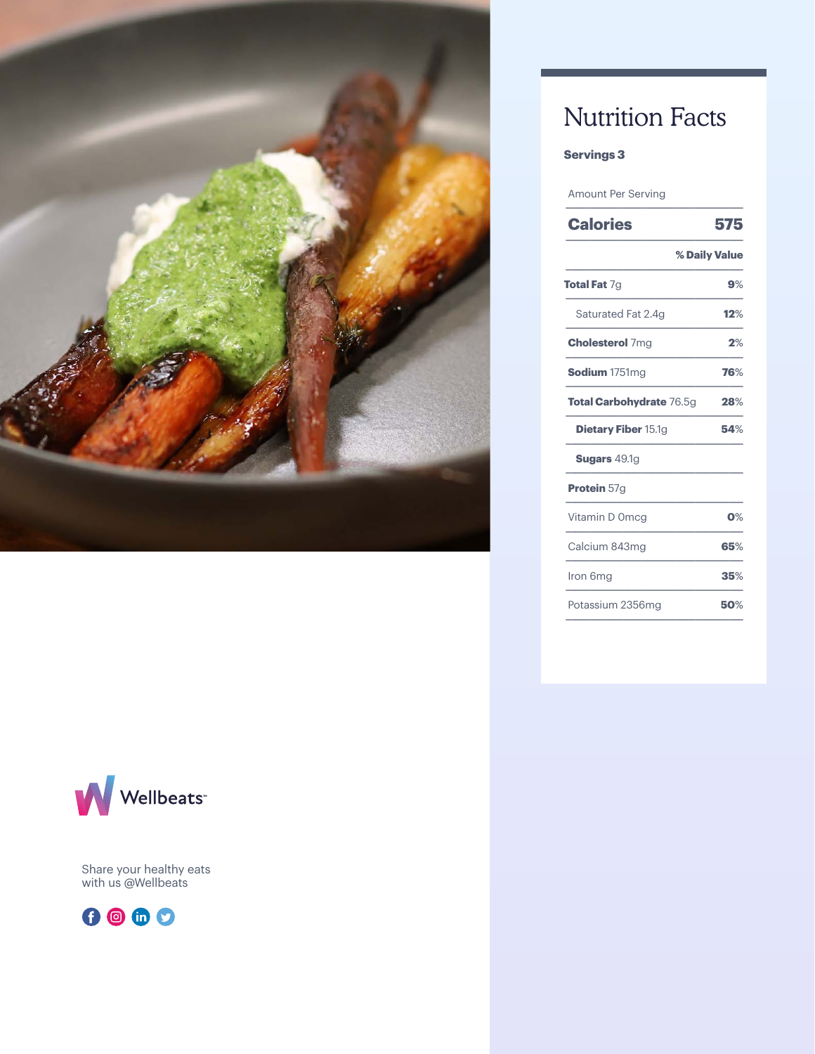# Nutrition Facts

**Servings 3**

Amount Per Serving

| | |
|---|---|
| **Calories** | **575** |
| | **% Daily Value** |
| **Total Fat** 7g | **9%** |
| Saturated Fat 2.4g | **12%** |
| **Cholesterol** 7mg | **2%** |
| **Sodium** 1751mg | **76%** |
| **Total Carbohydrate** 76.5g | **28%** |
| **Dietary Fiber** 15.1g | **54%** |
| **Sugars** 49.1g | |
| **Protein** 57g | |
| Vitamin D 0mcg | **0%** |
| Calcium 843mg | **65%** |
| Iron 6mg | **35%** |
| Potassium 2356mg | **50%** |

Wellbeats™

Share your healthy eats with us @Wellbeats